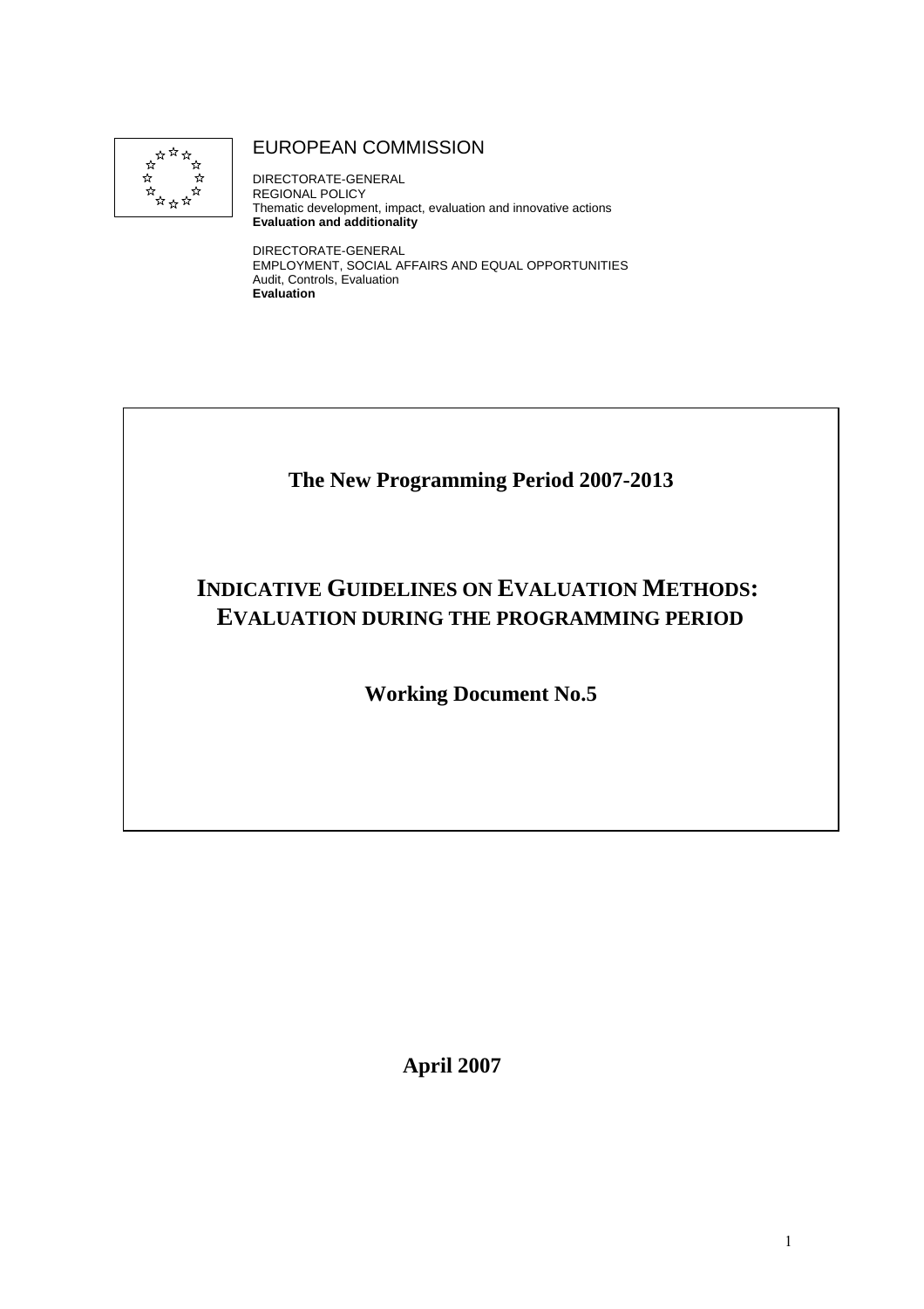EUROPEAN COMMISSION

DIRECTORATE-GENERAL
REGIONAL POLICY
Thematic development, impact, evaluation and innovative actions
**Evaluation and additionality**

DIRECTORATE-GENERAL
EMPLOYMENT, SOCIAL AFFAIRS AND EQUAL OPPORTUNITIES
Audit, Controls, Evaluation
**Evaluation**

**The New Programming Period 2007-2013**

# INDICATIVE GUIDELINES ON EVALUATION METHODS: EVALUATION DURING THE PROGRAMMING PERIOD

**Working Document No.5**

**April 2007**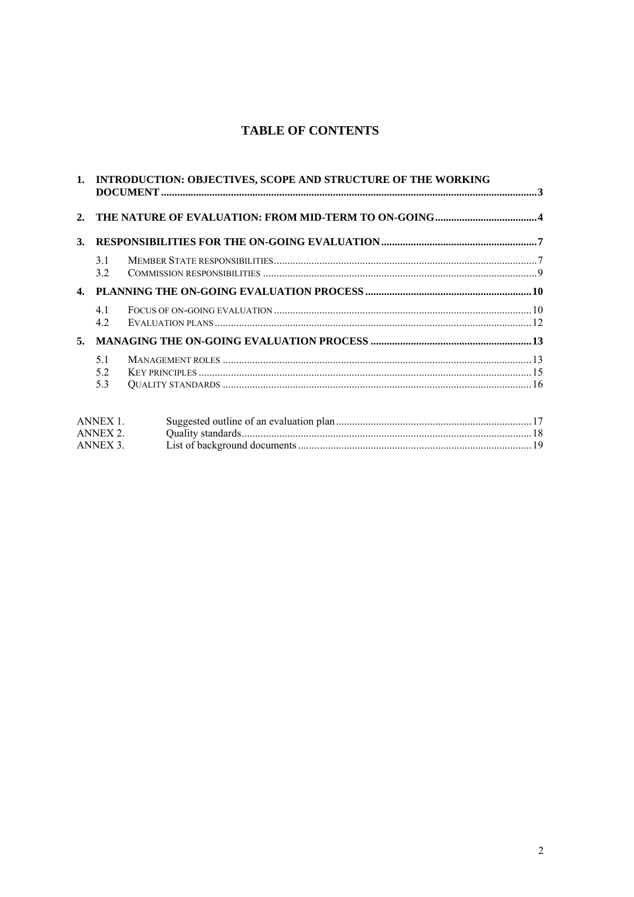# TABLE OF CONTENTS

1. INTRODUCTION: OBJECTIVES, SCOPE AND STRUCTURE OF THE WORKING DOCUMENT ........ 3
2. THE NATURE OF EVALUATION: FROM MID-TERM TO ON-GOING ........ 4
3. RESPONSIBILITIES FOR THE ON-GOING EVALUATION ........ 7
   - 3.1 Member State responsibilities ........ 7
   - 3.2 Commission responsibilities ........ 9
4. PLANNING THE ON-GOING EVALUATION PROCESS ........ 10
   - 4.1 Focus of on-going evaluation ........ 10
   - 4.2 Evaluation plans ........ 12
5. MANAGING THE ON-GOING EVALUATION PROCESS ........ 13
   - 5.1 Management roles ........ 13
   - 5.2 Key principles ........ 15
   - 5.3 Quality standards ........ 16

ANNEX 1. Suggested outline of an evaluation plan ........ 17
ANNEX 2. Quality standards ........ 18
ANNEX 3. List of background documents ........ 19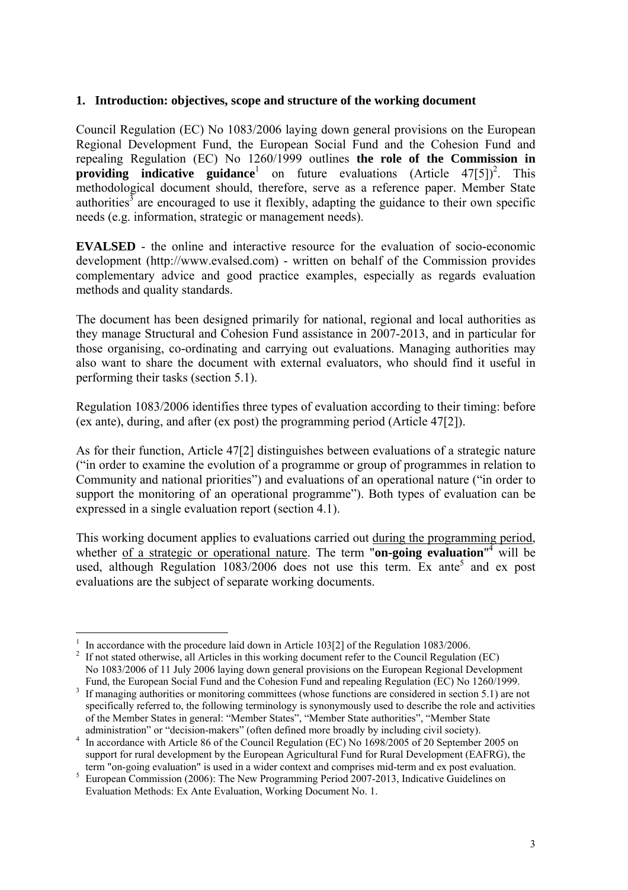## 1. Introduction: objectives, scope and structure of the working document

Council Regulation (EC) No 1083/2006 laying down general provisions on the European Regional Development Fund, the European Social Fund and the Cohesion Fund and repealing Regulation (EC) No 1260/1999 outlines **the role of the Commission in providing indicative guidance**[1] on future evaluations (Article 47[5])[2]. This methodological document should, therefore, serve as a reference paper. Member State authorities[3] are encouraged to use it flexibly, adapting the guidance to their own specific needs (e.g. information, strategic or management needs).

**EVALSED** - the online and interactive resource for the evaluation of socio-economic development (http://www.evalsed.com) - written on behalf of the Commission provides complementary advice and good practice examples, especially as regards evaluation methods and quality standards.

The document has been designed primarily for national, regional and local authorities as they manage Structural and Cohesion Fund assistance in 2007-2013, and in particular for those organising, co-ordinating and carrying out evaluations. Managing authorities may also want to share the document with external evaluators, who should find it useful in performing their tasks (section 5.1).

Regulation 1083/2006 identifies three types of evaluation according to their timing: before (ex ante), during, and after (ex post) the programming period (Article 47[2]).

As for their function, Article 47[2] distinguishes between evaluations of a strategic nature ("in order to examine the evolution of a programme or group of programmes in relation to Community and national priorities") and evaluations of an operational nature ("in order to support the monitoring of an operational programme"). Both types of evaluation can be expressed in a single evaluation report (section 4.1).

This working document applies to evaluations carried out <u>during the programming period</u>, whether <u>of a strategic or operational nature</u>. The term "**on-going evaluation**"[4] will be used, although Regulation 1083/2006 does not use this term. Ex ante[5] and ex post evaluations are the subject of separate working documents.

---

[1] In accordance with the procedure laid down in Article 103[2] of the Regulation 1083/2006.

[2] If not stated otherwise, all Articles in this working document refer to the Council Regulation (EC) No 1083/2006 of 11 July 2006 laying down general provisions on the European Regional Development Fund, the European Social Fund and the Cohesion Fund and repealing Regulation (EC) No 1260/1999.

[3] If managing authorities or monitoring committees (whose functions are considered in section 5.1) are not specifically referred to, the following terminology is synonymously used to describe the role and activities of the Member States in general: "Member States", "Member State authorities", "Member State administration" or "decision-makers" (often defined more broadly by including civil society).

[4] In accordance with Article 86 of the Council Regulation (EC) No 1698/2005 of 20 September 2005 on support for rural development by the European Agricultural Fund for Rural Development (EAFRG), the term "on-going evaluation" is used in a wider context and comprises mid-term and ex post evaluation.

[5] European Commission (2006): The New Programming Period 2007-2013, Indicative Guidelines on Evaluation Methods: Ex Ante Evaluation, Working Document No. 1.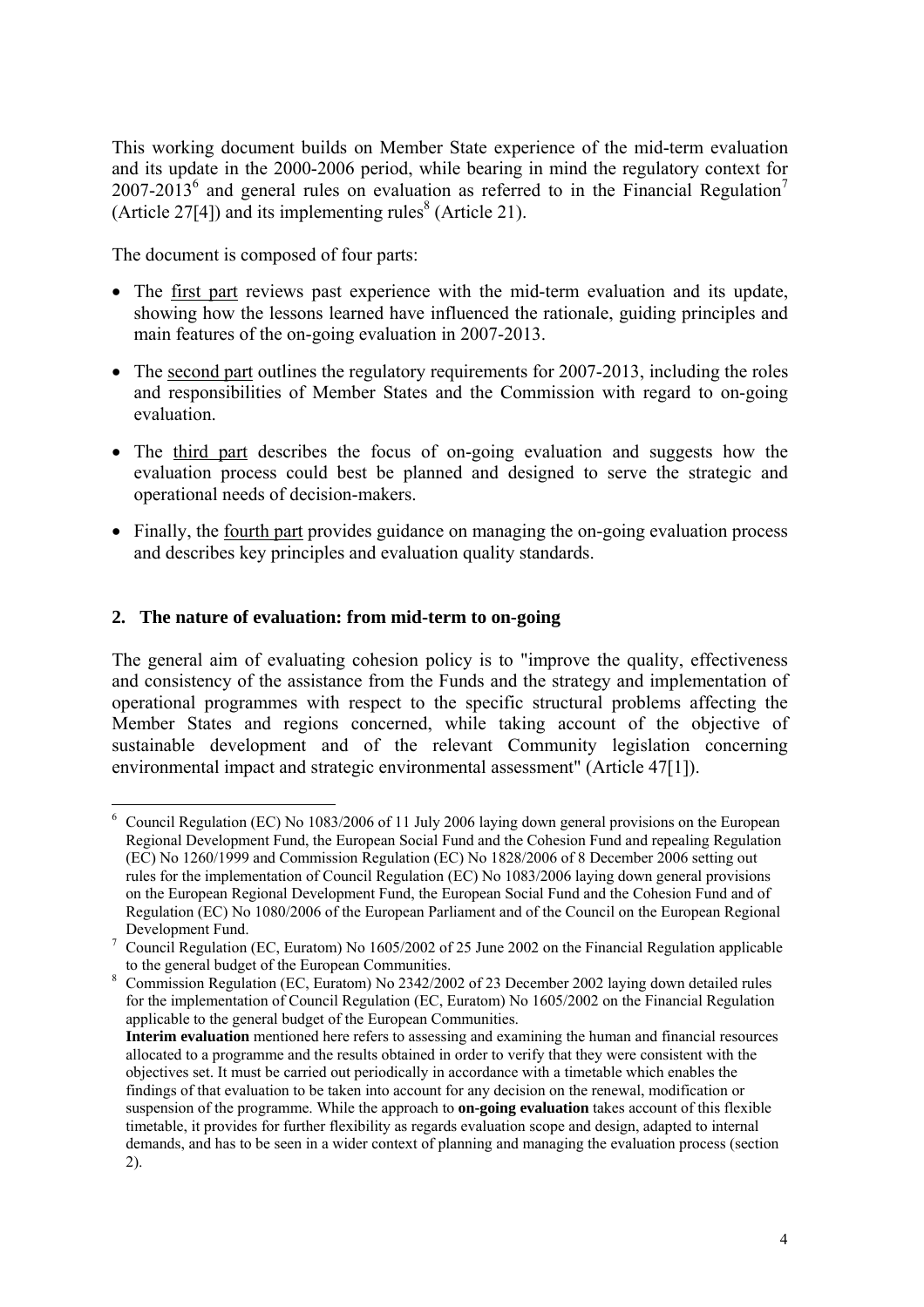This working document builds on Member State experience of the mid-term evaluation and its update in the 2000-2006 period, while bearing in mind the regulatory context for 2007-2013[6] and general rules on evaluation as referred to in the Financial Regulation[7] (Article 27[4]) and its implementing rules[8] (Article 21).

The document is composed of four parts:

- The first part reviews past experience with the mid-term evaluation and its update, showing how the lessons learned have influenced the rationale, guiding principles and main features of the on-going evaluation in 2007-2013.
- The second part outlines the regulatory requirements for 2007-2013, including the roles and responsibilities of Member States and the Commission with regard to on-going evaluation.
- The third part describes the focus of on-going evaluation and suggests how the evaluation process could best be planned and designed to serve the strategic and operational needs of decision-makers.
- Finally, the fourth part provides guidance on managing the on-going evaluation process and describes key principles and evaluation quality standards.

## 2. The nature of evaluation: from mid-term to on-going

The general aim of evaluating cohesion policy is to "improve the quality, effectiveness and consistency of the assistance from the Funds and the strategy and implementation of operational programmes with respect to the specific structural problems affecting the Member States and regions concerned, while taking account of the objective of sustainable development and of the relevant Community legislation concerning environmental impact and strategic environmental assessment" (Article 47[1]).

---

[6] Council Regulation (EC) No 1083/2006 of 11 July 2006 laying down general provisions on the European Regional Development Fund, the European Social Fund and the Cohesion Fund and repealing Regulation (EC) No 1260/1999 and Commission Regulation (EC) No 1828/2006 of 8 December 2006 setting out rules for the implementation of Council Regulation (EC) No 1083/2006 laying down general provisions on the European Regional Development Fund, the European Social Fund and the Cohesion Fund and of Regulation (EC) No 1080/2006 of the European Parliament and of the Council on the European Regional Development Fund.

[7] Council Regulation (EC, Euratom) No 1605/2002 of 25 June 2002 on the Financial Regulation applicable to the general budget of the European Communities.

[8] Commission Regulation (EC, Euratom) No 2342/2002 of 23 December 2002 laying down detailed rules for the implementation of Council Regulation (EC, Euratom) No 1605/2002 on the Financial Regulation applicable to the general budget of the European Communities.
**Interim evaluation** mentioned here refers to assessing and examining the human and financial resources allocated to a programme and the results obtained in order to verify that they were consistent with the objectives set. It must be carried out periodically in accordance with a timetable which enables the findings of that evaluation to be taken into account for any decision on the renewal, modification or suspension of the programme. While the approach to **on-going evaluation** takes account of this flexible timetable, it provides for further flexibility as regards evaluation scope and design, adapted to internal demands, and has to be seen in a wider context of planning and managing the evaluation process (section 2).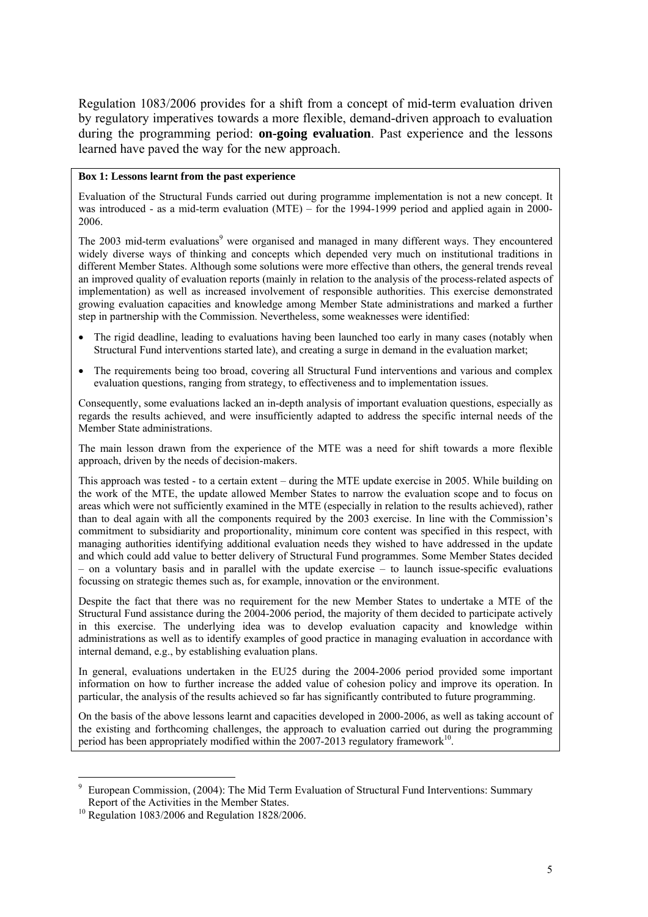Regulation 1083/2006 provides for a shift from a concept of mid-term evaluation driven by regulatory imperatives towards a more flexible, demand-driven approach to evaluation during the programming period: **on-going evaluation**. Past experience and the lessons learned have paved the way for the new approach.

**Box 1: Lessons learnt from the past experience**

Evaluation of the Structural Funds carried out during programme implementation is not a new concept. It was introduced - as a mid-term evaluation (MTE) – for the 1994-1999 period and applied again in 2000-2006.

The 2003 mid-term evaluations[9] were organised and managed in many different ways. They encountered widely diverse ways of thinking and concepts which depended very much on institutional traditions in different Member States. Although some solutions were more effective than others, the general trends reveal an improved quality of evaluation reports (mainly in relation to the analysis of the process-related aspects of implementation) as well as increased involvement of responsible authorities. This exercise demonstrated growing evaluation capacities and knowledge among Member State administrations and marked a further step in partnership with the Commission. Nevertheless, some weaknesses were identified:

- The rigid deadline, leading to evaluations having been launched too early in many cases (notably when Structural Fund interventions started late), and creating a surge in demand in the evaluation market;
- The requirements being too broad, covering all Structural Fund interventions and various and complex evaluation questions, ranging from strategy, to effectiveness and to implementation issues.

Consequently, some evaluations lacked an in-depth analysis of important evaluation questions, especially as regards the results achieved, and were insufficiently adapted to address the specific internal needs of the Member State administrations.

The main lesson drawn from the experience of the MTE was a need for shift towards a more flexible approach, driven by the needs of decision-makers.

This approach was tested - to a certain extent – during the MTE update exercise in 2005. While building on the work of the MTE, the update allowed Member States to narrow the evaluation scope and to focus on areas which were not sufficiently examined in the MTE (especially in relation to the results achieved), rather than to deal again with all the components required by the 2003 exercise. In line with the Commission's commitment to subsidiarity and proportionality, minimum core content was specified in this respect, with managing authorities identifying additional evaluation needs they wished to have addressed in the update and which could add value to better delivery of Structural Fund programmes. Some Member States decided – on a voluntary basis and in parallel with the update exercise – to launch issue-specific evaluations focussing on strategic themes such as, for example, innovation or the environment.

Despite the fact that there was no requirement for the new Member States to undertake a MTE of the Structural Fund assistance during the 2004-2006 period, the majority of them decided to participate actively in this exercise. The underlying idea was to develop evaluation capacity and knowledge within administrations as well as to identify examples of good practice in managing evaluation in accordance with internal demand, e.g., by establishing evaluation plans.

In general, evaluations undertaken in the EU25 during the 2004-2006 period provided some important information on how to further increase the added value of cohesion policy and improve its operation. In particular, the analysis of the results achieved so far has significantly contributed to future programming.

On the basis of the above lessons learnt and capacities developed in 2000-2006, as well as taking account of the existing and forthcoming challenges, the approach to evaluation carried out during the programming period has been appropriately modified within the 2007-2013 regulatory framework[10].

---

[9] European Commission, (2004): The Mid Term Evaluation of Structural Fund Interventions: Summary Report of the Activities in the Member States.

[10] Regulation 1083/2006 and Regulation 1828/2006.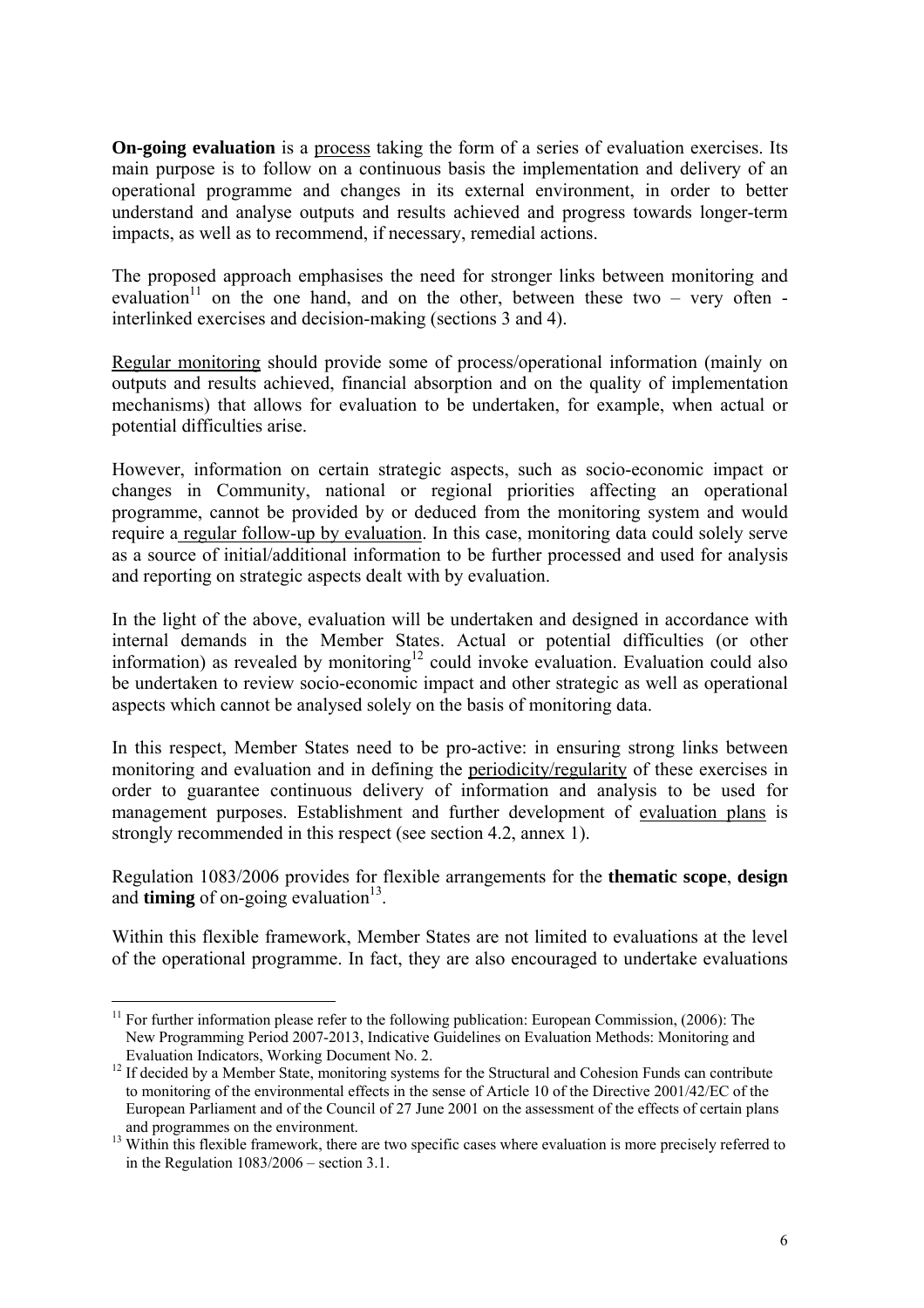**On-going evaluation** is a process taking the form of a series of evaluation exercises. Its main purpose is to follow on a continuous basis the implementation and delivery of an operational programme and changes in its external environment, in order to better understand and analyse outputs and results achieved and progress towards longer-term impacts, as well as to recommend, if necessary, remedial actions.

The proposed approach emphasises the need for stronger links between monitoring and evaluation[11] on the one hand, and on the other, between these two – very often - interlinked exercises and decision-making (sections 3 and 4).

Regular monitoring should provide some of process/operational information (mainly on outputs and results achieved, financial absorption and on the quality of implementation mechanisms) that allows for evaluation to be undertaken, for example, when actual or potential difficulties arise.

However, information on certain strategic aspects, such as socio-economic impact or changes in Community, national or regional priorities affecting an operational programme, cannot be provided by or deduced from the monitoring system and would require a regular follow-up by evaluation. In this case, monitoring data could solely serve as a source of initial/additional information to be further processed and used for analysis and reporting on strategic aspects dealt with by evaluation.

In the light of the above, evaluation will be undertaken and designed in accordance with internal demands in the Member States. Actual or potential difficulties (or other information) as revealed by monitoring[12] could invoke evaluation. Evaluation could also be undertaken to review socio-economic impact and other strategic as well as operational aspects which cannot be analysed solely on the basis of monitoring data.

In this respect, Member States need to be pro-active: in ensuring strong links between monitoring and evaluation and in defining the periodicity/regularity of these exercises in order to guarantee continuous delivery of information and analysis to be used for management purposes. Establishment and further development of evaluation plans is strongly recommended in this respect (see section 4.2, annex 1).

Regulation 1083/2006 provides for flexible arrangements for the **thematic scope**, **design** and **timing** of on-going evaluation[13].

Within this flexible framework, Member States are not limited to evaluations at the level of the operational programme. In fact, they are also encouraged to undertake evaluations

---

[11] For further information please refer to the following publication: European Commission, (2006): The New Programming Period 2007-2013, Indicative Guidelines on Evaluation Methods: Monitoring and Evaluation Indicators, Working Document No. 2.

[12] If decided by a Member State, monitoring systems for the Structural and Cohesion Funds can contribute to monitoring of the environmental effects in the sense of Article 10 of the Directive 2001/42/EC of the European Parliament and of the Council of 27 June 2001 on the assessment of the effects of certain plans and programmes on the environment.

[13] Within this flexible framework, there are two specific cases where evaluation is more precisely referred to in the Regulation 1083/2006 – section 3.1.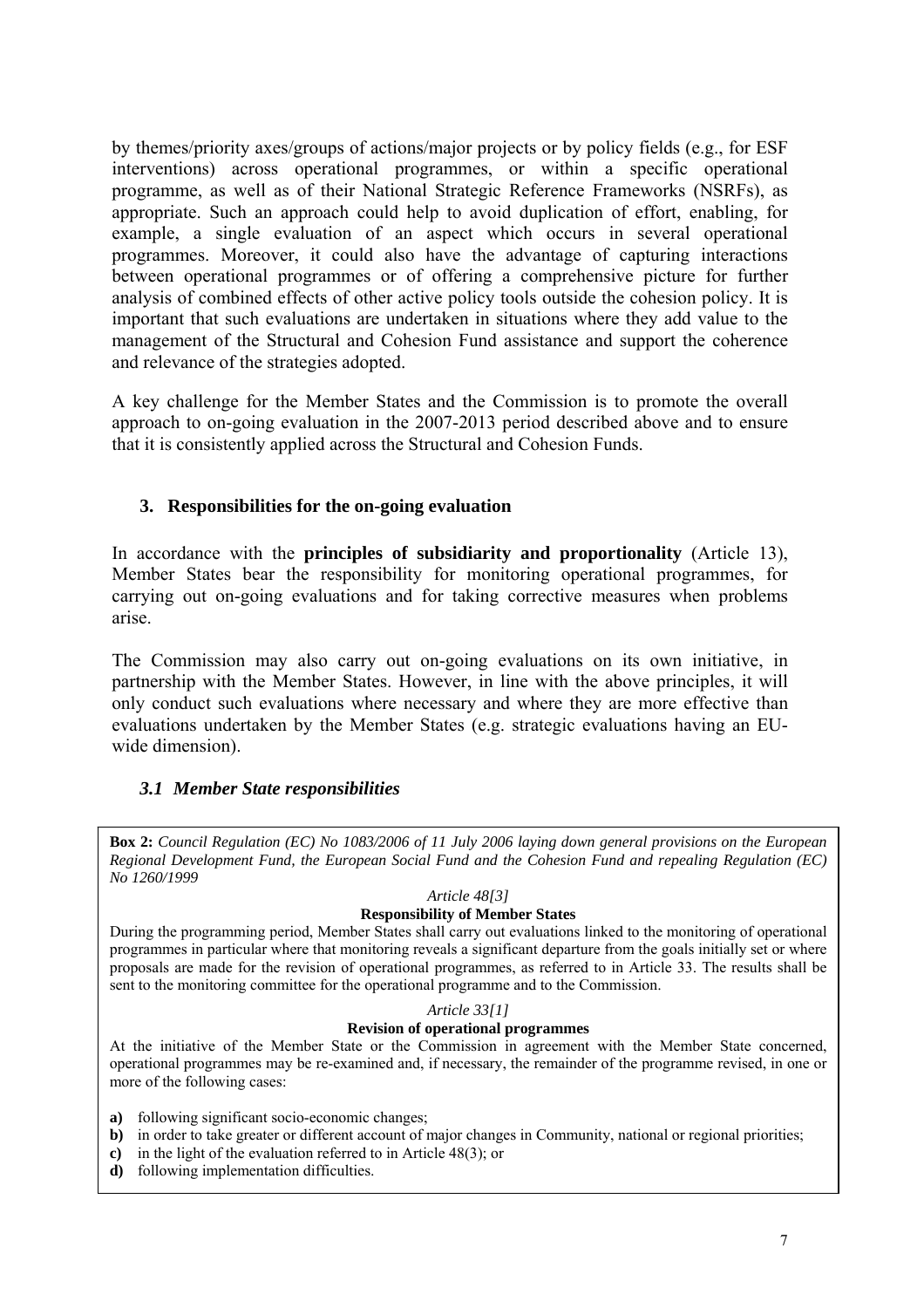by themes/priority axes/groups of actions/major projects or by policy fields (e.g., for ESF interventions) across operational programmes, or within a specific operational programme, as well as of their National Strategic Reference Frameworks (NSRFs), as appropriate. Such an approach could help to avoid duplication of effort, enabling, for example, a single evaluation of an aspect which occurs in several operational programmes. Moreover, it could also have the advantage of capturing interactions between operational programmes or of offering a comprehensive picture for further analysis of combined effects of other active policy tools outside the cohesion policy. It is important that such evaluations are undertaken in situations where they add value to the management of the Structural and Cohesion Fund assistance and support the coherence and relevance of the strategies adopted.

A key challenge for the Member States and the Commission is to promote the overall approach to on-going evaluation in the 2007-2013 period described above and to ensure that it is consistently applied across the Structural and Cohesion Funds.

## 3. Responsibilities for the on-going evaluation

In accordance with the **principles of subsidiarity and proportionality** (Article 13), Member States bear the responsibility for monitoring operational programmes, for carrying out on-going evaluations and for taking corrective measures when problems arise.

The Commission may also carry out on-going evaluations on its own initiative, in partnership with the Member States. However, in line with the above principles, it will only conduct such evaluations where necessary and where they are more effective than evaluations undertaken by the Member States (e.g. strategic evaluations having an EU-wide dimension).

### *3.1 Member State responsibilities*

**Box 2:** *Council Regulation (EC) No 1083/2006 of 11 July 2006 laying down general provisions on the European Regional Development Fund, the European Social Fund and the Cohesion Fund and repealing Regulation (EC) No 1260/1999*

*Article 48[3]*

**Responsibility of Member States**

During the programming period, Member States shall carry out evaluations linked to the monitoring of operational programmes in particular where that monitoring reveals a significant departure from the goals initially set or where proposals are made for the revision of operational programmes, as referred to in Article 33. The results shall be sent to the monitoring committee for the operational programme and to the Commission.

*Article 33[1]*

**Revision of operational programmes**

At the initiative of the Member State or the Commission in agreement with the Member State concerned, operational programmes may be re-examined and, if necessary, the remainder of the programme revised, in one or more of the following cases:

- **a)** following significant socio-economic changes;
- **b)** in order to take greater or different account of major changes in Community, national or regional priorities;
- **c)** in the light of the evaluation referred to in Article 48(3); or
- **d)** following implementation difficulties.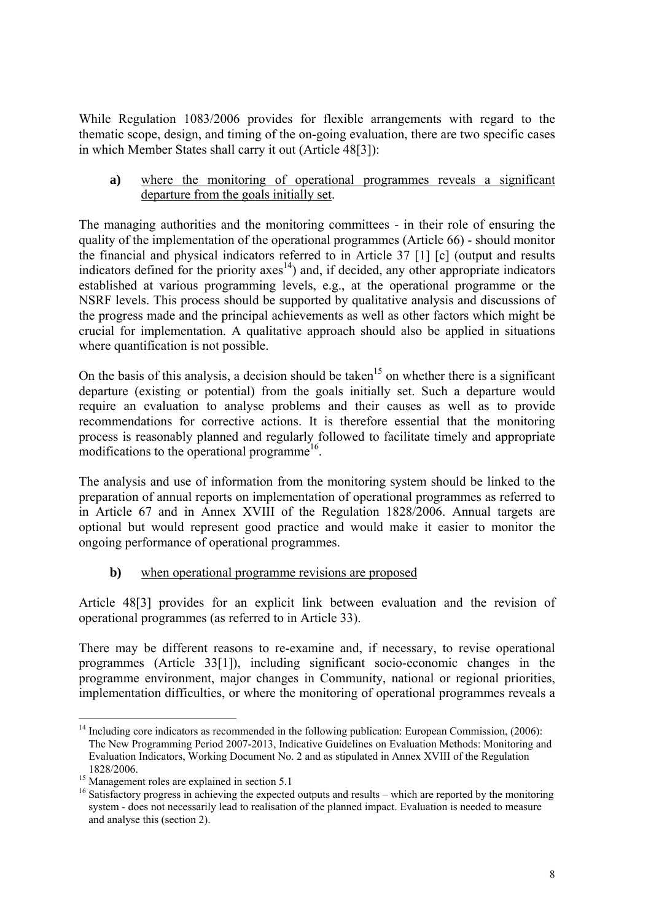While Regulation 1083/2006 provides for flexible arrangements with regard to the thematic scope, design, and timing of the on-going evaluation, there are two specific cases in which Member States shall carry it out (Article 48[3]):

**a)** where the monitoring of operational programmes reveals a significant departure from the goals initially set.

The managing authorities and the monitoring committees - in their role of ensuring the quality of the implementation of the operational programmes (Article 66) - should monitor the financial and physical indicators referred to in Article 37 [1] [c] (output and results indicators defined for the priority axes[14]) and, if decided, any other appropriate indicators established at various programming levels, e.g., at the operational programme or the NSRF levels. This process should be supported by qualitative analysis and discussions of the progress made and the principal achievements as well as other factors which might be crucial for implementation. A qualitative approach should also be applied in situations where quantification is not possible.

On the basis of this analysis, a decision should be taken[15] on whether there is a significant departure (existing or potential) from the goals initially set. Such a departure would require an evaluation to analyse problems and their causes as well as to provide recommendations for corrective actions. It is therefore essential that the monitoring process is reasonably planned and regularly followed to facilitate timely and appropriate modifications to the operational programme[16].

The analysis and use of information from the monitoring system should be linked to the preparation of annual reports on implementation of operational programmes as referred to in Article 67 and in Annex XVIII of the Regulation 1828/2006. Annual targets are optional but would represent good practice and would make it easier to monitor the ongoing performance of operational programmes.

**b)** when operational programme revisions are proposed

Article 48[3] provides for an explicit link between evaluation and the revision of operational programmes (as referred to in Article 33).

There may be different reasons to re-examine and, if necessary, to revise operational programmes (Article 33[1]), including significant socio-economic changes in the programme environment, major changes in Community, national or regional priorities, implementation difficulties, or where the monitoring of operational programmes reveals a

---

[14] Including core indicators as recommended in the following publication: European Commission, (2006): The New Programming Period 2007-2013, Indicative Guidelines on Evaluation Methods: Monitoring and Evaluation Indicators, Working Document No. 2 and as stipulated in Annex XVIII of the Regulation 1828/2006.

[15] Management roles are explained in section 5.1

[16] Satisfactory progress in achieving the expected outputs and results – which are reported by the monitoring system - does not necessarily lead to realisation of the planned impact. Evaluation is needed to measure and analyse this (section 2).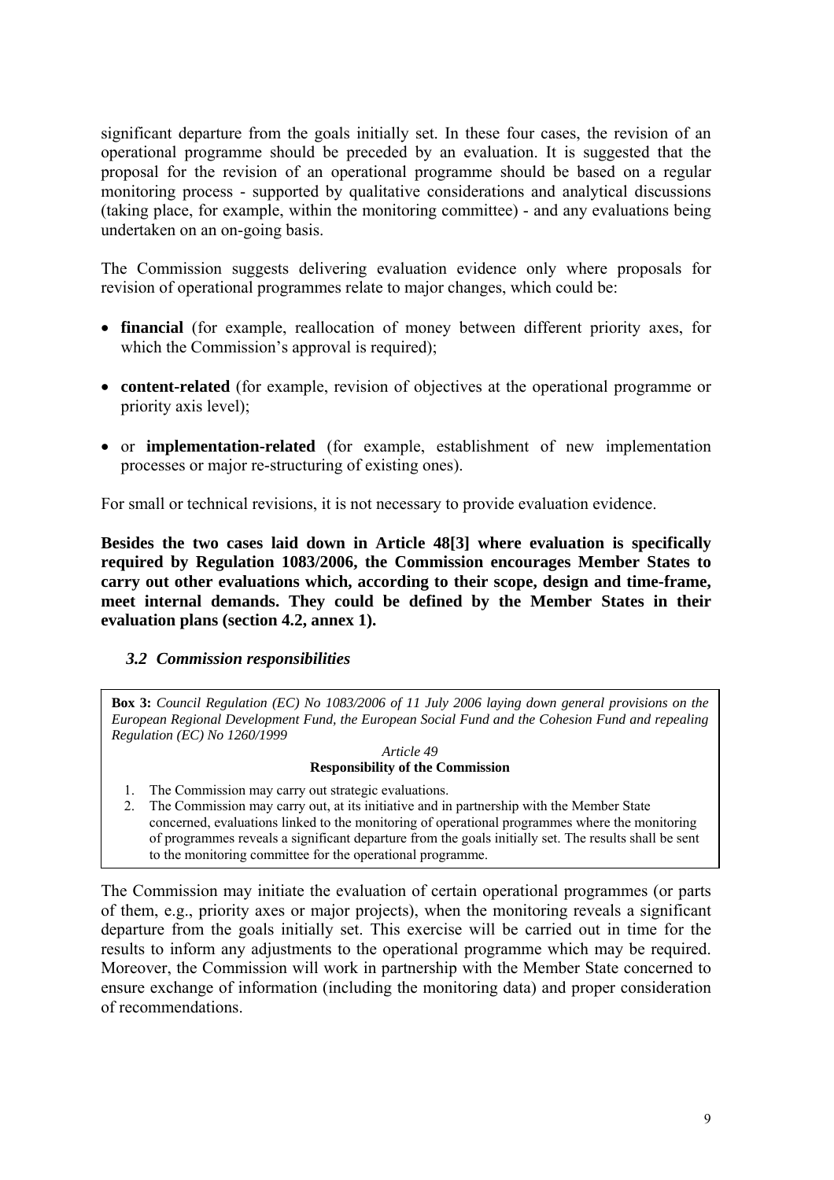significant departure from the goals initially set. In these four cases, the revision of an operational programme should be preceded by an evaluation. It is suggested that the proposal for the revision of an operational programme should be based on a regular monitoring process - supported by qualitative considerations and analytical discussions (taking place, for example, within the monitoring committee) - and any evaluations being undertaken on an on-going basis.

The Commission suggests delivering evaluation evidence only where proposals for revision of operational programmes relate to major changes, which could be:

- **financial** (for example, reallocation of money between different priority axes, for which the Commission's approval is required);
- **content-related** (for example, revision of objectives at the operational programme or priority axis level);
- or **implementation-related** (for example, establishment of new implementation processes or major re-structuring of existing ones).

For small or technical revisions, it is not necessary to provide evaluation evidence.

**Besides the two cases laid down in Article 48[3] where evaluation is specifically required by Regulation 1083/2006, the Commission encourages Member States to carry out other evaluations which, according to their scope, design and time-frame, meet internal demands. They could be defined by the Member States in their evaluation plans (section 4.2, annex 1).**

### *3.2 Commission responsibilities*

> **Box 3:** *Council Regulation (EC) No 1083/2006 of 11 July 2006 laying down general provisions on the European Regional Development Fund, the European Social Fund and the Cohesion Fund and repealing Regulation (EC) No 1260/1999*
>
> *Article 49*
> **Responsibility of the Commission**
>
> 1. The Commission may carry out strategic evaluations.
> 2. The Commission may carry out, at its initiative and in partnership with the Member State concerned, evaluations linked to the monitoring of operational programmes where the monitoring of programmes reveals a significant departure from the goals initially set. The results shall be sent to the monitoring committee for the operational programme.

The Commission may initiate the evaluation of certain operational programmes (or parts of them, e.g., priority axes or major projects), when the monitoring reveals a significant departure from the goals initially set. This exercise will be carried out in time for the results to inform any adjustments to the operational programme which may be required. Moreover, the Commission will work in partnership with the Member State concerned to ensure exchange of information (including the monitoring data) and proper consideration of recommendations.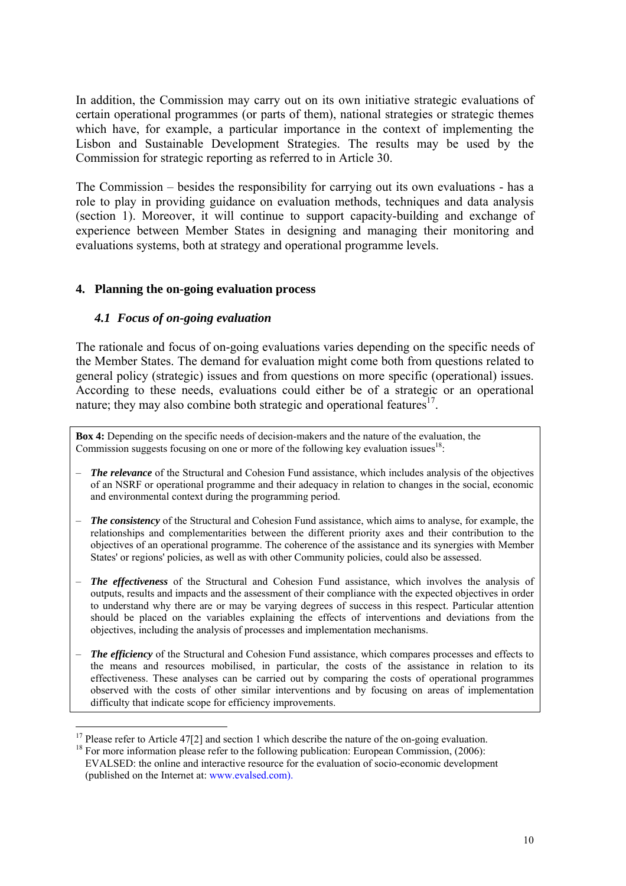In addition, the Commission may carry out on its own initiative strategic evaluations of certain operational programmes (or parts of them), national strategies or strategic themes which have, for example, a particular importance in the context of implementing the Lisbon and Sustainable Development Strategies. The results may be used by the Commission for strategic reporting as referred to in Article 30.

The Commission – besides the responsibility for carrying out its own evaluations - has a role to play in providing guidance on evaluation methods, techniques and data analysis (section 1). Moreover, it will continue to support capacity-building and exchange of experience between Member States in designing and managing their monitoring and evaluations systems, both at strategy and operational programme levels.

## 4. Planning the on-going evaluation process

### *4.1 Focus of on-going evaluation*

The rationale and focus of on-going evaluations varies depending on the specific needs of the Member States. The demand for evaluation might come both from questions related to general policy (strategic) issues and from questions on more specific (operational) issues. According to these needs, evaluations could either be of a strategic or an operational nature; they may also combine both strategic and operational features[17].

> **Box 4:** Depending on the specific needs of decision-makers and the nature of the evaluation, the Commission suggests focusing on one or more of the following key evaluation issues[18]:
>
> – ***The relevance*** of the Structural and Cohesion Fund assistance, which includes analysis of the objectives of an NSRF or operational programme and their adequacy in relation to changes in the social, economic and environmental context during the programming period.
>
> – ***The consistency*** of the Structural and Cohesion Fund assistance, which aims to analyse, for example, the relationships and complementarities between the different priority axes and their contribution to the objectives of an operational programme. The coherence of the assistance and its synergies with Member States' or regions' policies, as well as with other Community policies, could also be assessed.
>
> – ***The effectiveness*** of the Structural and Cohesion Fund assistance, which involves the analysis of outputs, results and impacts and the assessment of their compliance with the expected objectives in order to understand why there are or may be varying degrees of success in this respect. Particular attention should be placed on the variables explaining the effects of interventions and deviations from the objectives, including the analysis of processes and implementation mechanisms.
>
> – ***The efficiency*** of the Structural and Cohesion Fund assistance, which compares processes and effects to the means and resources mobilised, in particular, the costs of the assistance in relation to its effectiveness. These analyses can be carried out by comparing the costs of operational programmes observed with the costs of other similar interventions and by focusing on areas of implementation difficulty that indicate scope for efficiency improvements.

[17] Please refer to Article 47[2] and section 1 which describe the nature of the on-going evaluation.

[18] For more information please refer to the following publication: European Commission, (2006): EVALSED: the online and interactive resource for the evaluation of socio-economic development (published on the Internet at: www.evalsed.com).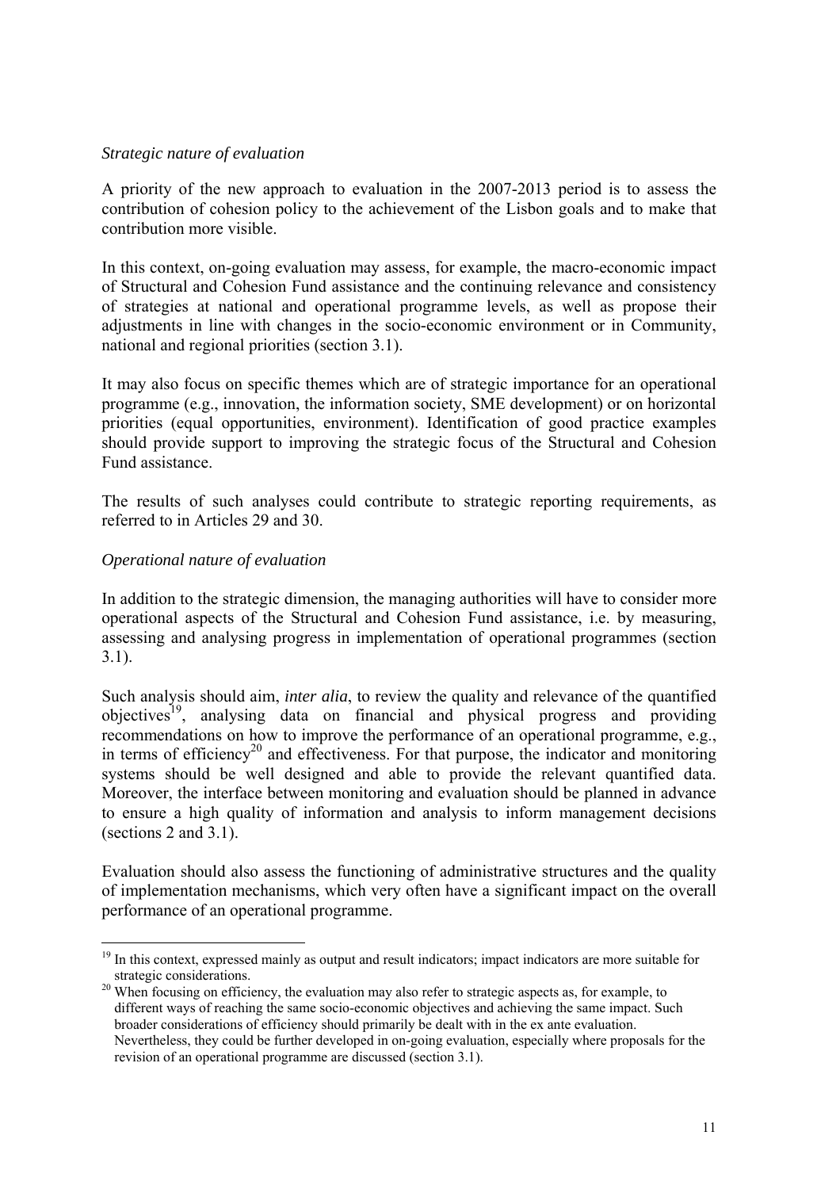*Strategic nature of evaluation*

A priority of the new approach to evaluation in the 2007-2013 period is to assess the contribution of cohesion policy to the achievement of the Lisbon goals and to make that contribution more visible.

In this context, on-going evaluation may assess, for example, the macro-economic impact of Structural and Cohesion Fund assistance and the continuing relevance and consistency of strategies at national and operational programme levels, as well as propose their adjustments in line with changes in the socio-economic environment or in Community, national and regional priorities (section 3.1).

It may also focus on specific themes which are of strategic importance for an operational programme (e.g., innovation, the information society, SME development) or on horizontal priorities (equal opportunities, environment). Identification of good practice examples should provide support to improving the strategic focus of the Structural and Cohesion Fund assistance.

The results of such analyses could contribute to strategic reporting requirements, as referred to in Articles 29 and 30.

*Operational nature of evaluation*

In addition to the strategic dimension, the managing authorities will have to consider more operational aspects of the Structural and Cohesion Fund assistance, i.e. by measuring, assessing and analysing progress in implementation of operational programmes (section 3.1).

Such analysis should aim, *inter alia*, to review the quality and relevance of the quantified objectives[19], analysing data on financial and physical progress and providing recommendations on how to improve the performance of an operational programme, e.g., in terms of efficiency[20] and effectiveness. For that purpose, the indicator and monitoring systems should be well designed and able to provide the relevant quantified data. Moreover, the interface between monitoring and evaluation should be planned in advance to ensure a high quality of information and analysis to inform management decisions (sections 2 and 3.1).

Evaluation should also assess the functioning of administrative structures and the quality of implementation mechanisms, which very often have a significant impact on the overall performance of an operational programme.

---

[19] In this context, expressed mainly as output and result indicators; impact indicators are more suitable for strategic considerations.

[20] When focusing on efficiency, the evaluation may also refer to strategic aspects as, for example, to different ways of reaching the same socio-economic objectives and achieving the same impact. Such broader considerations of efficiency should primarily be dealt with in the ex ante evaluation. Nevertheless, they could be further developed in on-going evaluation, especially where proposals for the revision of an operational programme are discussed (section 3.1).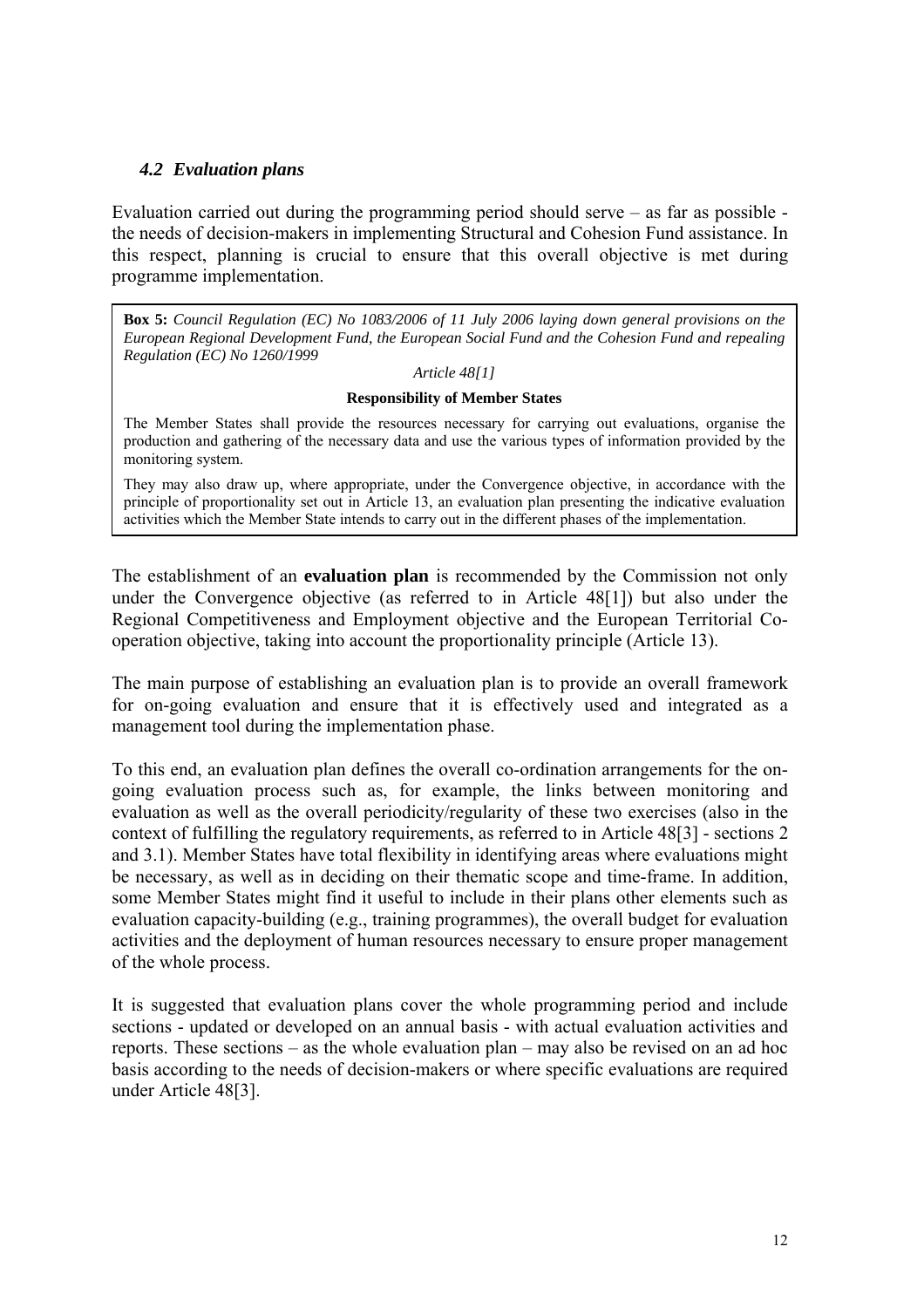### *4.2 Evaluation plans*

Evaluation carried out during the programming period should serve – as far as possible - the needs of decision-makers in implementing Structural and Cohesion Fund assistance. In this respect, planning is crucial to ensure that this overall objective is met during programme implementation.

> **Box 5:** *Council Regulation (EC) No 1083/2006 of 11 July 2006 laying down general provisions on the European Regional Development Fund, the European Social Fund and the Cohesion Fund and repealing Regulation (EC) No 1260/1999*
>
> *Article 48[1]*
>
> **Responsibility of Member States**
>
> The Member States shall provide the resources necessary for carrying out evaluations, organise the production and gathering of the necessary data and use the various types of information provided by the monitoring system.
>
> They may also draw up, where appropriate, under the Convergence objective, in accordance with the principle of proportionality set out in Article 13, an evaluation plan presenting the indicative evaluation activities which the Member State intends to carry out in the different phases of the implementation.

The establishment of an **evaluation plan** is recommended by the Commission not only under the Convergence objective (as referred to in Article 48[1]) but also under the Regional Competitiveness and Employment objective and the European Territorial Co-operation objective, taking into account the proportionality principle (Article 13).

The main purpose of establishing an evaluation plan is to provide an overall framework for on-going evaluation and ensure that it is effectively used and integrated as a management tool during the implementation phase.

To this end, an evaluation plan defines the overall co-ordination arrangements for the on-going evaluation process such as, for example, the links between monitoring and evaluation as well as the overall periodicity/regularity of these two exercises (also in the context of fulfilling the regulatory requirements, as referred to in Article 48[3] - sections 2 and 3.1). Member States have total flexibility in identifying areas where evaluations might be necessary, as well as in deciding on their thematic scope and time-frame. In addition, some Member States might find it useful to include in their plans other elements such as evaluation capacity-building (e.g., training programmes), the overall budget for evaluation activities and the deployment of human resources necessary to ensure proper management of the whole process.

It is suggested that evaluation plans cover the whole programming period and include sections - updated or developed on an annual basis - with actual evaluation activities and reports. These sections – as the whole evaluation plan – may also be revised on an ad hoc basis according to the needs of decision-makers or where specific evaluations are required under Article 48[3].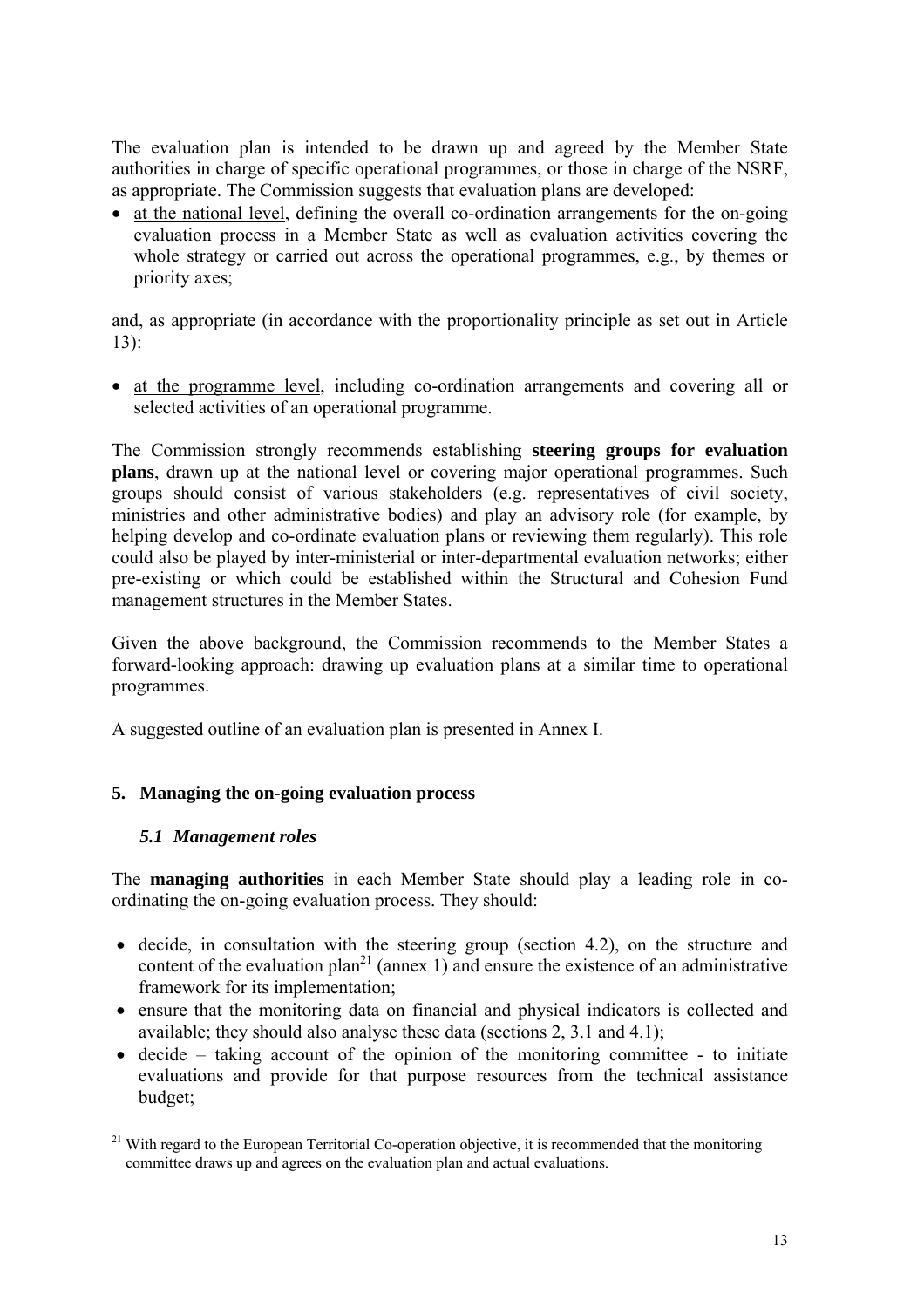The evaluation plan is intended to be drawn up and agreed by the Member State authorities in charge of specific operational programmes, or those in charge of the NSRF, as appropriate. The Commission suggests that evaluation plans are developed:

- at the national level, defining the overall co-ordination arrangements for the on-going evaluation process in a Member State as well as evaluation activities covering the whole strategy or carried out across the operational programmes, e.g., by themes or priority axes;

and, as appropriate (in accordance with the proportionality principle as set out in Article 13):

- at the programme level, including co-ordination arrangements and covering all or selected activities of an operational programme.

The Commission strongly recommends establishing **steering groups for evaluation plans**, drawn up at the national level or covering major operational programmes. Such groups should consist of various stakeholders (e.g. representatives of civil society, ministries and other administrative bodies) and play an advisory role (for example, by helping develop and co-ordinate evaluation plans or reviewing them regularly). This role could also be played by inter-ministerial or inter-departmental evaluation networks; either pre-existing or which could be established within the Structural and Cohesion Fund management structures in the Member States.

Given the above background, the Commission recommends to the Member States a forward-looking approach: drawing up evaluation plans at a similar time to operational programmes.

A suggested outline of an evaluation plan is presented in Annex I.

## 5. Managing the on-going evaluation process

### *5.1 Management roles*

The **managing authorities** in each Member State should play a leading role in co-ordinating the on-going evaluation process. They should:

- decide, in consultation with the steering group (section 4.2), on the structure and content of the evaluation plan[21] (annex 1) and ensure the existence of an administrative framework for its implementation;
- ensure that the monitoring data on financial and physical indicators is collected and available; they should also analyse these data (sections 2, 3.1 and 4.1);
- decide – taking account of the opinion of the monitoring committee - to initiate evaluations and provide for that purpose resources from the technical assistance budget;

[21] With regard to the European Territorial Co-operation objective, it is recommended that the monitoring committee draws up and agrees on the evaluation plan and actual evaluations.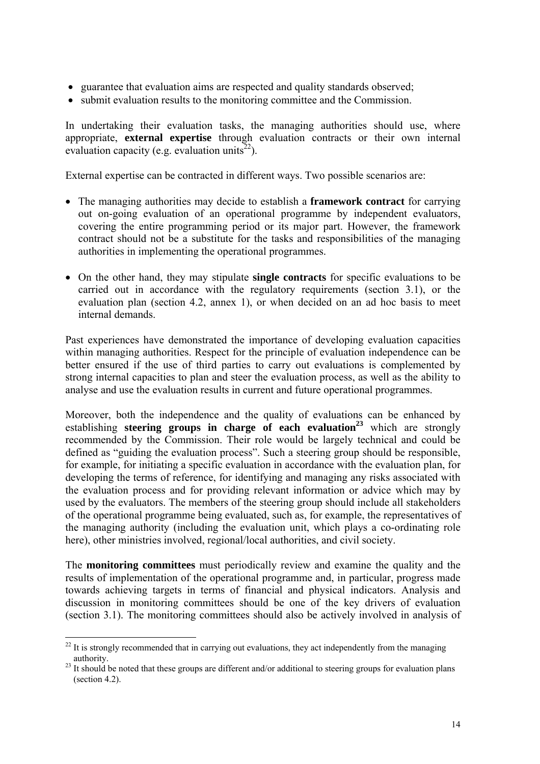- guarantee that evaluation aims are respected and quality standards observed;
- submit evaluation results to the monitoring committee and the Commission.

In undertaking their evaluation tasks, the managing authorities should use, where appropriate, **external expertise** through evaluation contracts or their own internal evaluation capacity (e.g. evaluation units[22]).

External expertise can be contracted in different ways. Two possible scenarios are:

- The managing authorities may decide to establish a **framework contract** for carrying out on-going evaluation of an operational programme by independent evaluators, covering the entire programming period or its major part. However, the framework contract should not be a substitute for the tasks and responsibilities of the managing authorities in implementing the operational programmes.

- On the other hand, they may stipulate **single contracts** for specific evaluations to be carried out in accordance with the regulatory requirements (section 3.1), or the evaluation plan (section 4.2, annex 1), or when decided on an ad hoc basis to meet internal demands.

Past experiences have demonstrated the importance of developing evaluation capacities within managing authorities. Respect for the principle of evaluation independence can be better ensured if the use of third parties to carry out evaluations is complemented by strong internal capacities to plan and steer the evaluation process, as well as the ability to analyse and use the evaluation results in current and future operational programmes.

Moreover, both the independence and the quality of evaluations can be enhanced by establishing **steering groups in charge of each evaluation[23]** which are strongly recommended by the Commission. Their role would be largely technical and could be defined as "guiding the evaluation process". Such a steering group should be responsible, for example, for initiating a specific evaluation in accordance with the evaluation plan, for developing the terms of reference, for identifying and managing any risks associated with the evaluation process and for providing relevant information or advice which may by used by the evaluators. The members of the steering group should include all stakeholders of the operational programme being evaluated, such as, for example, the representatives of the managing authority (including the evaluation unit, which plays a co-ordinating role here), other ministries involved, regional/local authorities, and civil society.

The **monitoring committees** must periodically review and examine the quality and the results of implementation of the operational programme and, in particular, progress made towards achieving targets in terms of financial and physical indicators. Analysis and discussion in monitoring committees should be one of the key drivers of evaluation (section 3.1). The monitoring committees should also be actively involved in analysis of

---

[22] It is strongly recommended that in carrying out evaluations, they act independently from the managing authority.

[23] It should be noted that these groups are different and/or additional to steering groups for evaluation plans (section 4.2).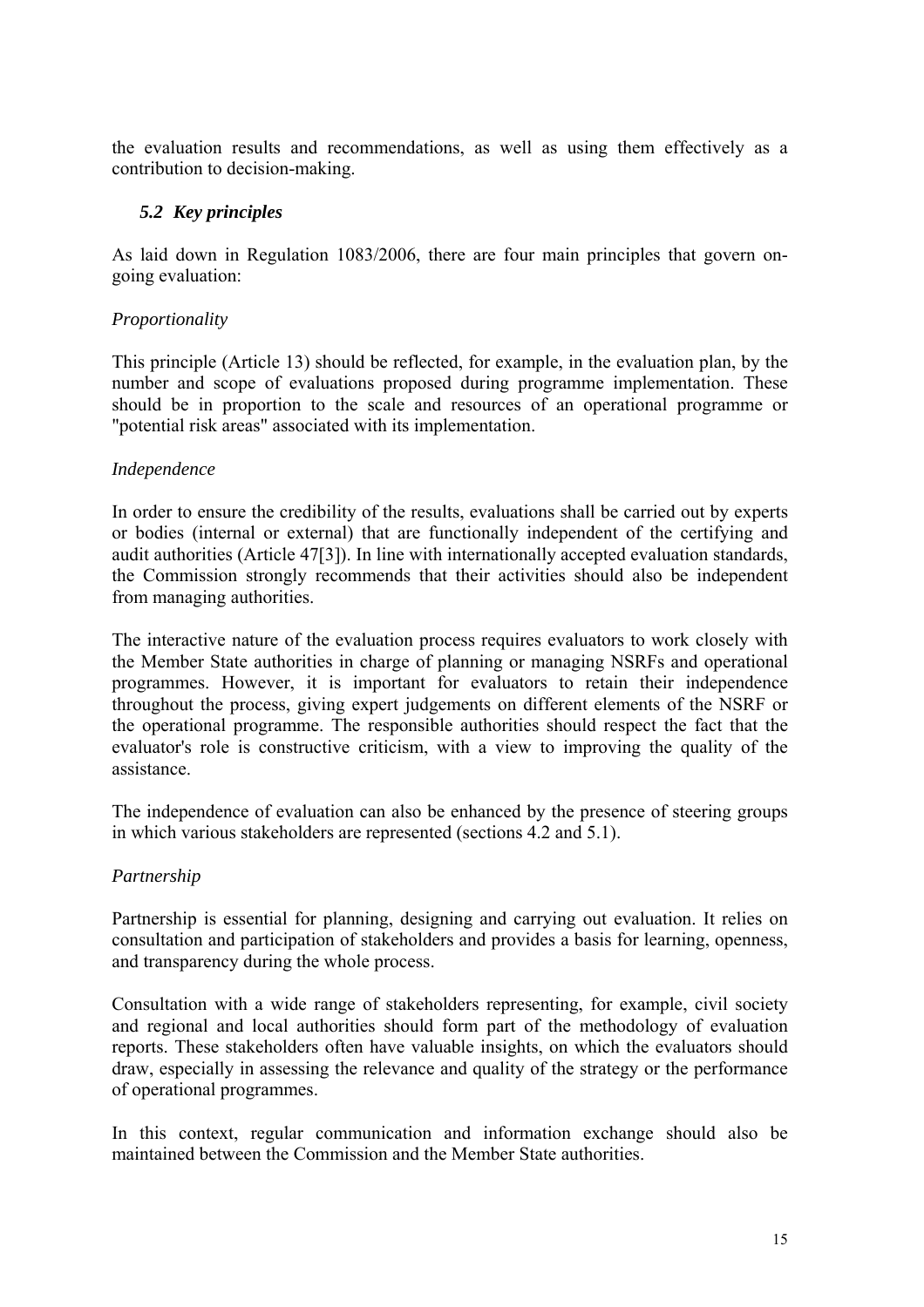the evaluation results and recommendations, as well as using them effectively as a contribution to decision-making.

### *5.2 Key principles*

As laid down in Regulation 1083/2006, there are four main principles that govern on-going evaluation:

*Proportionality*

This principle (Article 13) should be reflected, for example, in the evaluation plan, by the number and scope of evaluations proposed during programme implementation. These should be in proportion to the scale and resources of an operational programme or "potential risk areas" associated with its implementation.

*Independence*

In order to ensure the credibility of the results, evaluations shall be carried out by experts or bodies (internal or external) that are functionally independent of the certifying and audit authorities (Article 47[3]). In line with internationally accepted evaluation standards, the Commission strongly recommends that their activities should also be independent from managing authorities.

The interactive nature of the evaluation process requires evaluators to work closely with the Member State authorities in charge of planning or managing NSRFs and operational programmes. However, it is important for evaluators to retain their independence throughout the process, giving expert judgements on different elements of the NSRF or the operational programme. The responsible authorities should respect the fact that the evaluator's role is constructive criticism, with a view to improving the quality of the assistance.

The independence of evaluation can also be enhanced by the presence of steering groups in which various stakeholders are represented (sections 4.2 and 5.1).

*Partnership*

Partnership is essential for planning, designing and carrying out evaluation. It relies on consultation and participation of stakeholders and provides a basis for learning, openness, and transparency during the whole process.

Consultation with a wide range of stakeholders representing, for example, civil society and regional and local authorities should form part of the methodology of evaluation reports. These stakeholders often have valuable insights, on which the evaluators should draw, especially in assessing the relevance and quality of the strategy or the performance of operational programmes.

In this context, regular communication and information exchange should also be maintained between the Commission and the Member State authorities.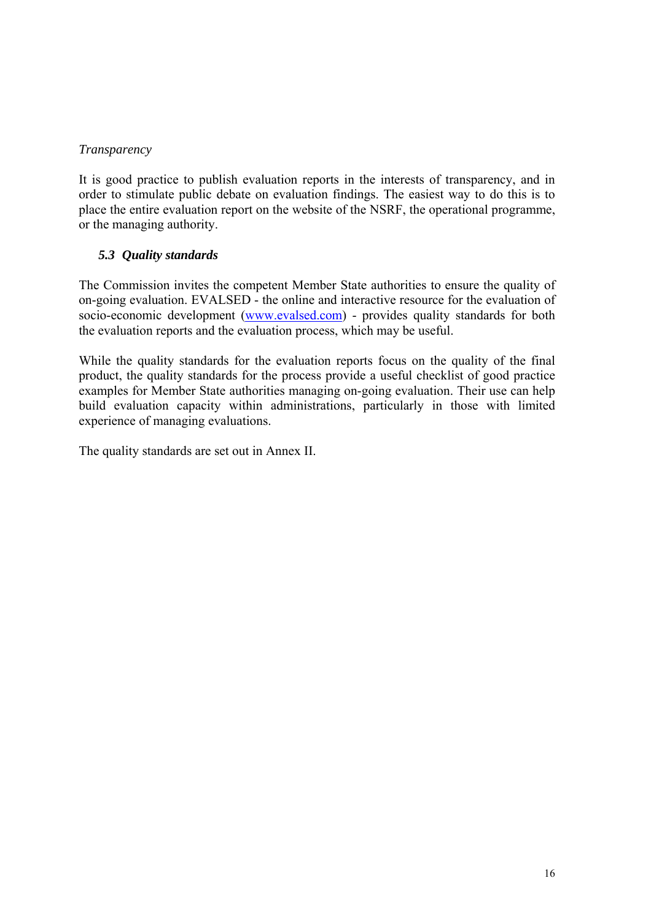*Transparency*

It is good practice to publish evaluation reports in the interests of transparency, and in order to stimulate public debate on evaluation findings. The easiest way to do this is to place the entire evaluation report on the website of the NSRF, the operational programme, or the managing authority.

### *5.3 Quality standards*

The Commission invites the competent Member State authorities to ensure the quality of on-going evaluation. EVALSED - the online and interactive resource for the evaluation of socio-economic development (www.evalsed.com) - provides quality standards for both the evaluation reports and the evaluation process, which may be useful.

While the quality standards for the evaluation reports focus on the quality of the final product, the quality standards for the process provide a useful checklist of good practice examples for Member State authorities managing on-going evaluation. Their use can help build evaluation capacity within administrations, particularly in those with limited experience of managing evaluations.

The quality standards are set out in Annex II.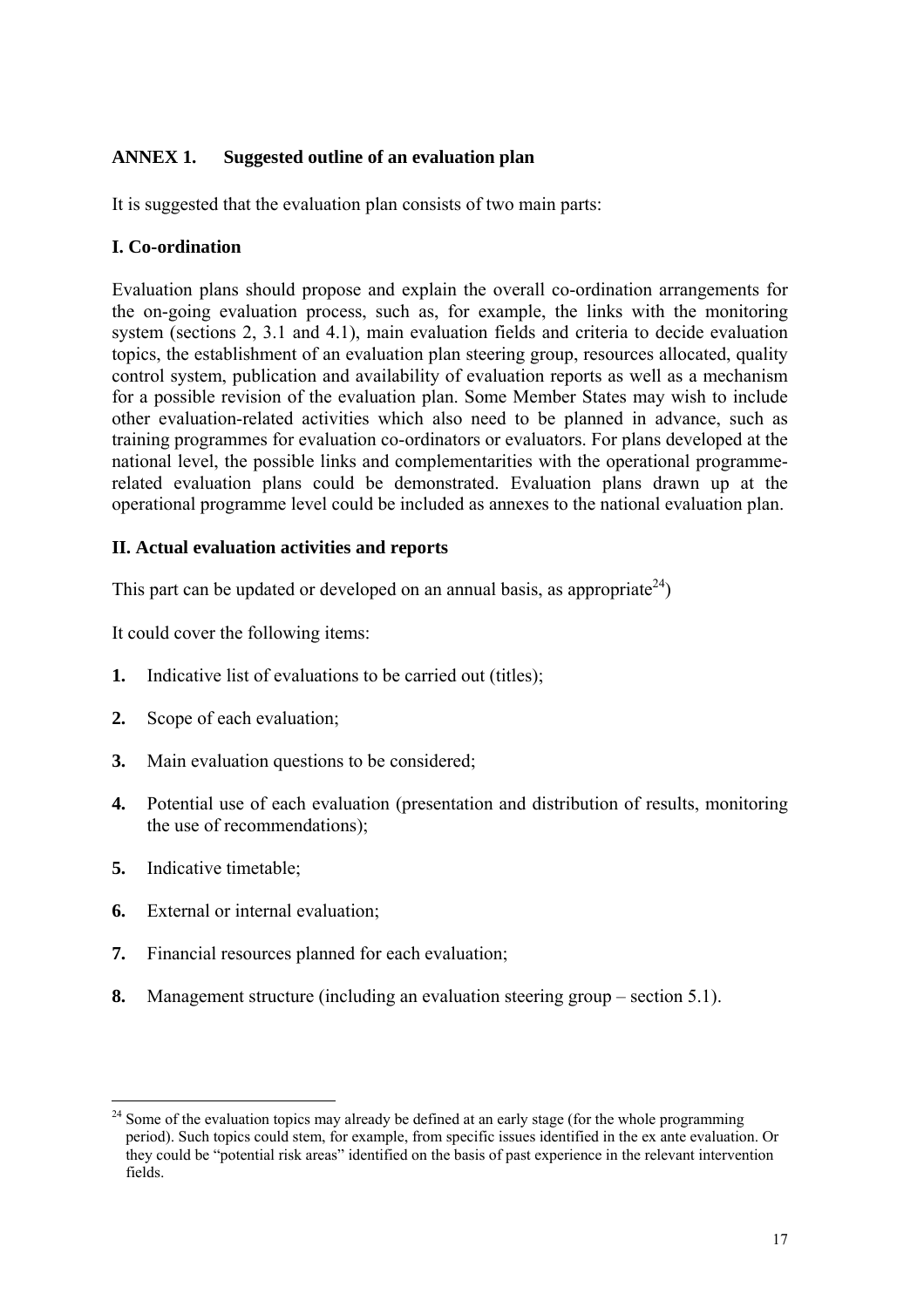## ANNEX 1. Suggested outline of an evaluation plan

It is suggested that the evaluation plan consists of two main parts:

### I. Co-ordination

Evaluation plans should propose and explain the overall co-ordination arrangements for the on-going evaluation process, such as, for example, the links with the monitoring system (sections 2, 3.1 and 4.1), main evaluation fields and criteria to decide evaluation topics, the establishment of an evaluation plan steering group, resources allocated, quality control system, publication and availability of evaluation reports as well as a mechanism for a possible revision of the evaluation plan. Some Member States may wish to include other evaluation-related activities which also need to be planned in advance, such as training programmes for evaluation co-ordinators or evaluators. For plans developed at the national level, the possible links and complementarities with the operational programme-related evaluation plans could be demonstrated. Evaluation plans drawn up at the operational programme level could be included as annexes to the national evaluation plan.

### II. Actual evaluation activities and reports

This part can be updated or developed on an annual basis, as appropriate[24])

It could cover the following items:

1. Indicative list of evaluations to be carried out (titles);
2. Scope of each evaluation;
3. Main evaluation questions to be considered;
4. Potential use of each evaluation (presentation and distribution of results, monitoring the use of recommendations);
5. Indicative timetable;
6. External or internal evaluation;
7. Financial resources planned for each evaluation;
8. Management structure (including an evaluation steering group – section 5.1).

---

[24] Some of the evaluation topics may already be defined at an early stage (for the whole programming period). Such topics could stem, for example, from specific issues identified in the ex ante evaluation. Or they could be "potential risk areas" identified on the basis of past experience in the relevant intervention fields.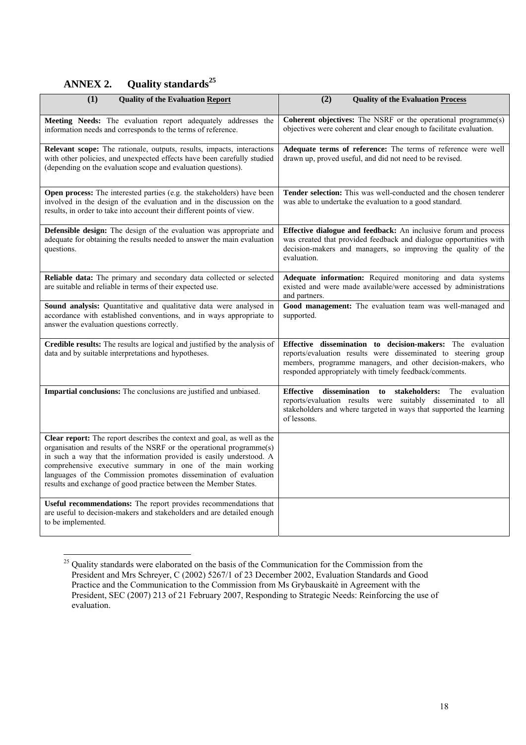## ANNEX 2. Quality standards[25]

| (1) Quality of the Evaluation Report | (2) Quality of the Evaluation Process |
|---|---|
| **Meeting Needs:** The evaluation report adequately addresses the information needs and corresponds to the terms of reference. | **Coherent objectives:** The NSRF or the operational programme(s) objectives were coherent and clear enough to facilitate evaluation. |
| **Relevant scope:** The rationale, outputs, results, impacts, interactions with other policies, and unexpected effects have been carefully studied (depending on the evaluation scope and evaluation questions). | **Adequate terms of reference:** The terms of reference were well drawn up, proved useful, and did not need to be revised. |
| **Open process:** The interested parties (e.g. the stakeholders) have been involved in the design of the evaluation and in the discussion on the results, in order to take into account their different points of view. | **Tender selection:** This was well-conducted and the chosen tenderer was able to undertake the evaluation to a good standard. |
| **Defensible design:** The design of the evaluation was appropriate and adequate for obtaining the results needed to answer the main evaluation questions. | **Effective dialogue and feedback:** An inclusive forum and process was created that provided feedback and dialogue opportunities with decision-makers and managers, so improving the quality of the evaluation. |
| **Reliable data:** The primary and secondary data collected or selected are suitable and reliable in terms of their expected use. | **Adequate information:** Required monitoring and data systems existed and were made available/were accessed by administrations and partners. |
| **Sound analysis:** Quantitative and qualitative data were analysed in accordance with established conventions, and in ways appropriate to answer the evaluation questions correctly. | **Good management:** The evaluation team was well-managed and supported. |
| **Credible results:** The results are logical and justified by the analysis of data and by suitable interpretations and hypotheses. | **Effective dissemination to decision-makers:** The evaluation reports/evaluation results were disseminated to steering group members, programme managers, and other decision-makers, who responded appropriately with timely feedback/comments. |
| **Impartial conclusions:** The conclusions are justified and unbiased. | **Effective dissemination to stakeholders:** The evaluation reports/evaluation results were suitably disseminated to all stakeholders and where targeted in ways that supported the learning of lessons. |
| **Clear report:** The report describes the context and goal, as well as the organisation and results of the NSRF or the operational programme(s) in such a way that the information provided is easily understood. A comprehensive executive summary in one of the main working languages of the Commission promotes dissemination of evaluation results and exchange of good practice between the Member States. | |
| **Useful recommendations:** The report provides recommendations that are useful to decision-makers and stakeholders and are detailed enough to be implemented. | |

[25] Quality standards were elaborated on the basis of the Communication for the Commission from the President and Mrs Schreyer, C (2002) 5267/1 of 23 December 2002, Evaluation Standards and Good Practice and the Communication to the Commission from Ms Grybauskaitė in Agreement with the President, SEC (2007) 213 of 21 February 2007, Responding to Strategic Needs: Reinforcing the use of evaluation.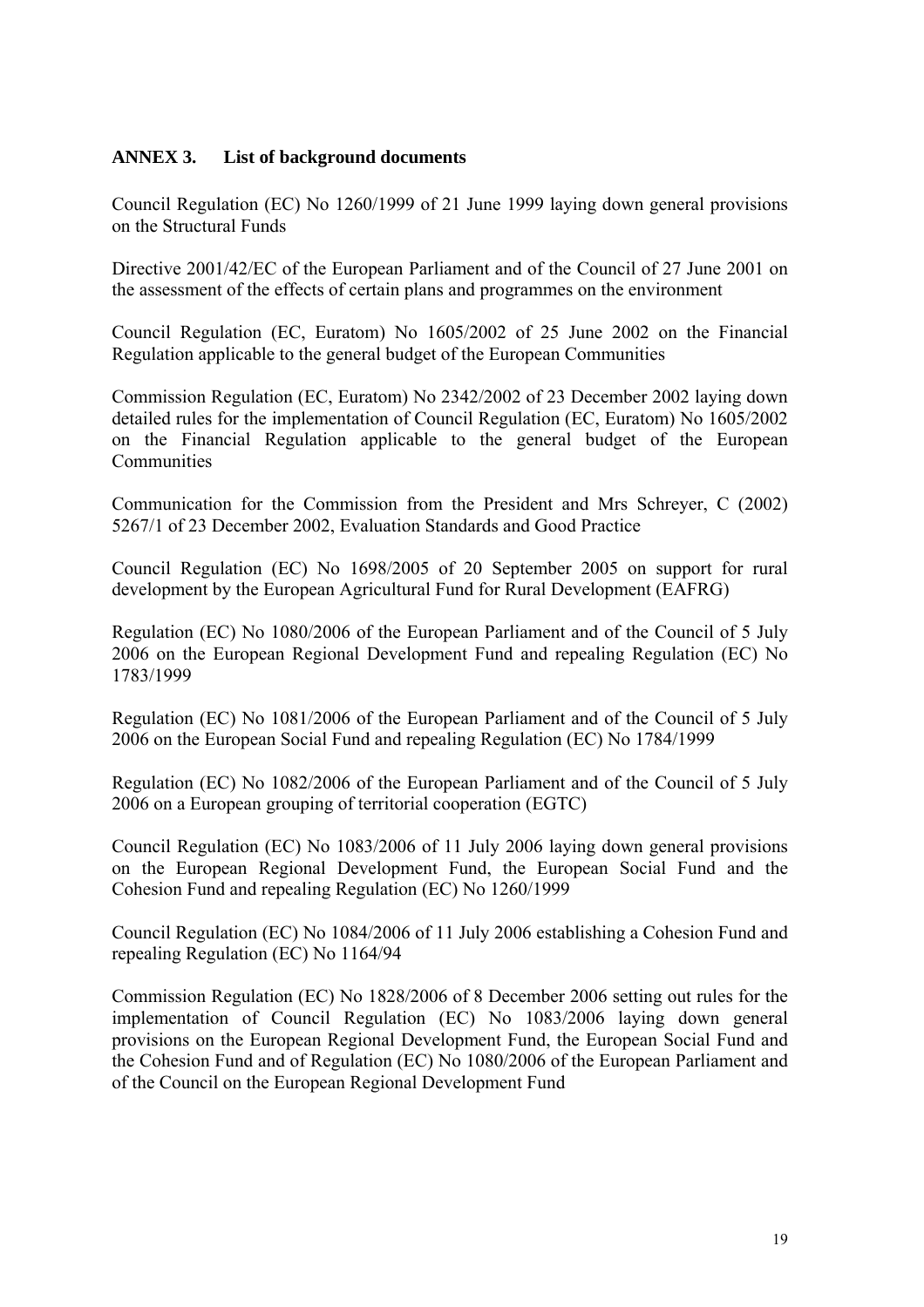## ANNEX 3. List of background documents

Council Regulation (EC) No 1260/1999 of 21 June 1999 laying down general provisions on the Structural Funds

Directive 2001/42/EC of the European Parliament and of the Council of 27 June 2001 on the assessment of the effects of certain plans and programmes on the environment

Council Regulation (EC, Euratom) No 1605/2002 of 25 June 2002 on the Financial Regulation applicable to the general budget of the European Communities

Commission Regulation (EC, Euratom) No 2342/2002 of 23 December 2002 laying down detailed rules for the implementation of Council Regulation (EC, Euratom) No 1605/2002 on the Financial Regulation applicable to the general budget of the European Communities

Communication for the Commission from the President and Mrs Schreyer, C (2002) 5267/1 of 23 December 2002, Evaluation Standards and Good Practice

Council Regulation (EC) No 1698/2005 of 20 September 2005 on support for rural development by the European Agricultural Fund for Rural Development (EAFRG)

Regulation (EC) No 1080/2006 of the European Parliament and of the Council of 5 July 2006 on the European Regional Development Fund and repealing Regulation (EC) No 1783/1999

Regulation (EC) No 1081/2006 of the European Parliament and of the Council of 5 July 2006 on the European Social Fund and repealing Regulation (EC) No 1784/1999

Regulation (EC) No 1082/2006 of the European Parliament and of the Council of 5 July 2006 on a European grouping of territorial cooperation (EGTC)

Council Regulation (EC) No 1083/2006 of 11 July 2006 laying down general provisions on the European Regional Development Fund, the European Social Fund and the Cohesion Fund and repealing Regulation (EC) No 1260/1999

Council Regulation (EC) No 1084/2006 of 11 July 2006 establishing a Cohesion Fund and repealing Regulation (EC) No 1164/94

Commission Regulation (EC) No 1828/2006 of 8 December 2006 setting out rules for the implementation of Council Regulation (EC) No 1083/2006 laying down general provisions on the European Regional Development Fund, the European Social Fund and the Cohesion Fund and of Regulation (EC) No 1080/2006 of the European Parliament and of the Council on the European Regional Development Fund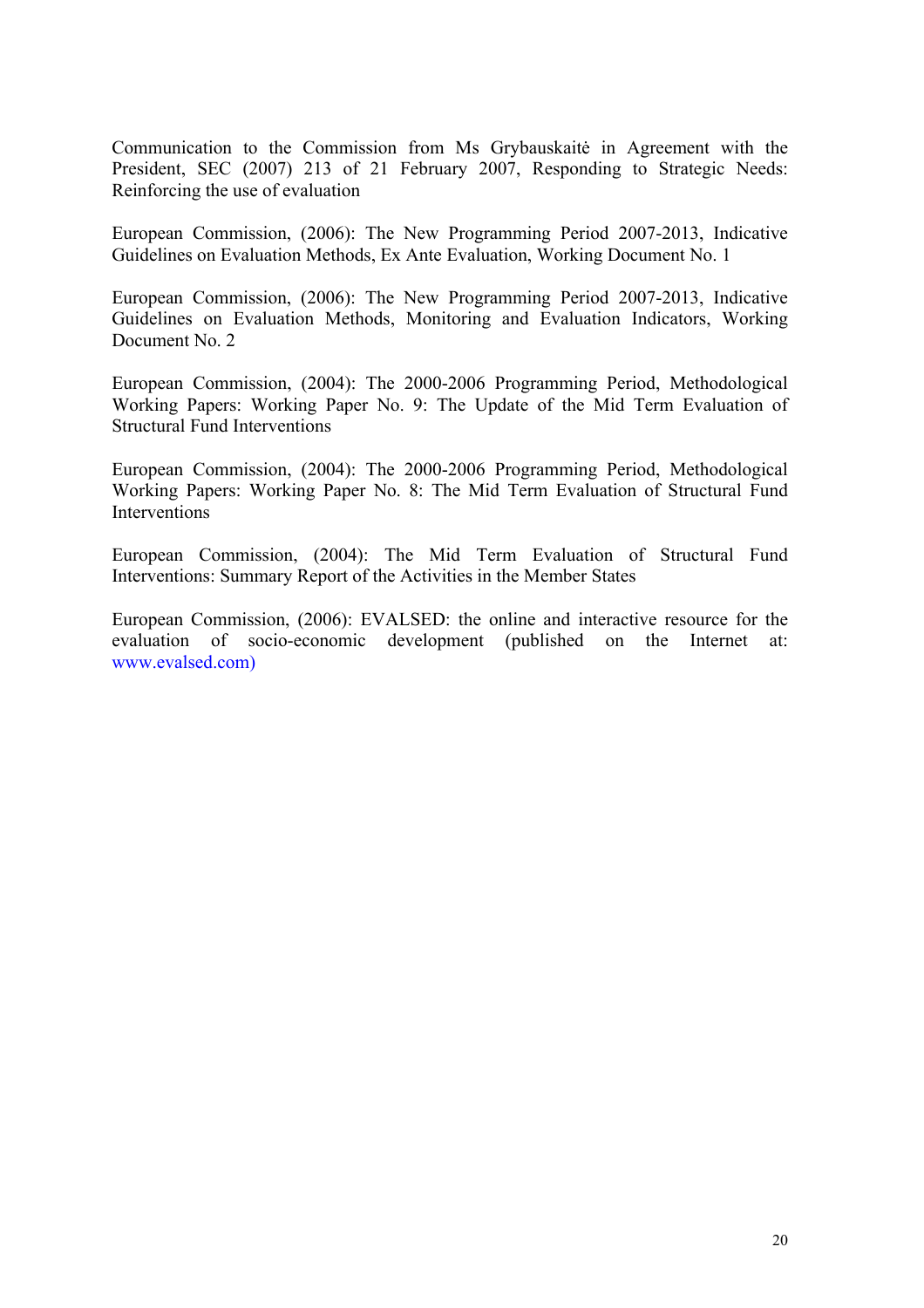Communication to the Commission from Ms Grybauskaitė in Agreement with the President, SEC (2007) 213 of 21 February 2007, Responding to Strategic Needs: Reinforcing the use of evaluation

European Commission, (2006): The New Programming Period 2007-2013, Indicative Guidelines on Evaluation Methods, Ex Ante Evaluation, Working Document No. 1

European Commission, (2006): The New Programming Period 2007-2013, Indicative Guidelines on Evaluation Methods, Monitoring and Evaluation Indicators, Working Document No. 2

European Commission, (2004): The 2000-2006 Programming Period, Methodological Working Papers: Working Paper No. 9: The Update of the Mid Term Evaluation of Structural Fund Interventions

European Commission, (2004): The 2000-2006 Programming Period, Methodological Working Papers: Working Paper No. 8: The Mid Term Evaluation of Structural Fund Interventions

European Commission, (2004): The Mid Term Evaluation of Structural Fund Interventions: Summary Report of the Activities in the Member States

European Commission, (2006): EVALSED: the online and interactive resource for the evaluation of socio-economic development (published on the Internet at: www.evalsed.com)